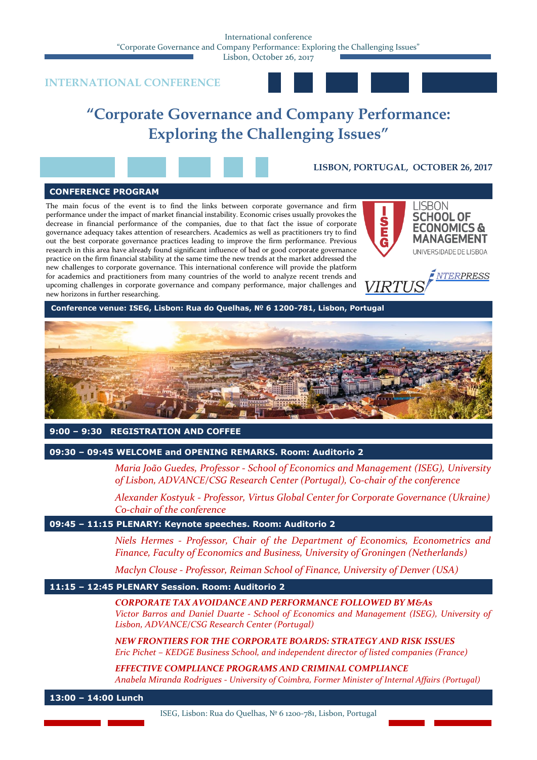INTERNATIONAL CONFERENCE

# "Corporate Governance and Company Performance: Exploring the Challenging Issues"

**LISBON, PORTUGAL, OCTOBER 26, 2017**

## CONFERENCE PROGRAM

The main focus of the event is to find the links between corporate governance and firm performance under the impact of market financial instability. Economic crises usually provokes the decrease in financial performance of the companies, due to that fact the issue of corporate governance adequacy takes attention of researchers. Academics as well as practitioners try to find out the best corporate governance practices leading to improve the firm performance. Previous research in this area have already found significant influence of bad or good corporate governance practice on the firm financial stability at the same time the new trends at the market addressed the new challenges to corporate governance. This international conference will provide the platform for academics and practitioners from many countries of the world to analyze recent trends and upcoming challenges in corporate governance and company performance, major challenges and new horizons in further researching.

LISBON SCHOOL OF ECONOMICS & MANAGEMENT
UNIVERSIDADE DE LISBOA

VIRTUS INTERPRESS

**Conference venue: ISEG, Lisbon: Rua do Quelhas, № 6 1200-781, Lisbon, Portugal**

### 9:00 – 9:30 REGISTRATION AND COFFEE

### 09:30 – 09:45 WELCOME and OPENING REMARKS. Room: Auditorio 2

*Maria João Guedes, Professor - School of Economics and Management (ISEG), University of Lisbon, ADVANCE/CSG Research Center (Portugal), Co-chair of the conference*

*Alexander Kostyuk - Professor, Virtus Global Center for Corporate Governance (Ukraine) Co-chair of the conference*

### 09:45 – 11:15 PLENARY: Keynote speeches. Room: Auditorio 2

*Niels Hermes - Professor, Chair of the Department of Economics, Econometrics and Finance, Faculty of Economics and Business, University of Groningen (Netherlands)*

*Maclyn Clouse - Professor, Reiman School of Finance, University of Denver (USA)*

### 11:15 – 12:45 PLENARY Session. Room: Auditorio 2

***CORPORATE TAX AVOIDANCE AND PERFORMANCE FOLLOWED BY M&As***
*Victor Barros and Daniel Duarte - School of Economics and Management (ISEG), University of Lisbon, ADVANCE/CSG Research Center (Portugal)*

***NEW FRONTIERS FOR THE CORPORATE BOARDS: STRATEGY AND RISK ISSUES***
*Eric Pichet – KEDGE Business School, and independent director of listed companies (France)*

***EFFECTIVE COMPLIANCE PROGRAMS AND CRIMINAL COMPLIANCE***
*Anabela Miranda Rodrigues - University of Coimbra, Former Minister of Internal Affairs (Portugal)*

### 13:00 – 14:00 Lunch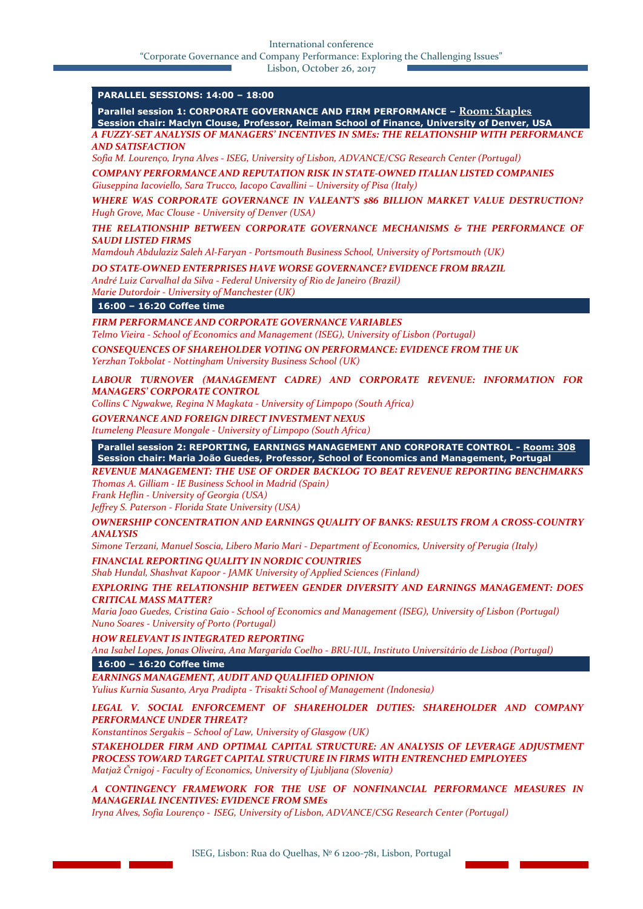**PARALLEL SESSIONS: 14:00 – 18:00**

**Parallel session 1: CORPORATE GOVERNANCE AND FIRM PERFORMANCE – Room: Staples**
**Session chair: Maclyn Clouse, Professor, Reiman School of Finance, University of Denver, USA**

***A FUZZY-SET ANALYSIS OF MANAGERS' INCENTIVES IN SMEs: THE RELATIONSHIP WITH PERFORMANCE AND SATISFACTION***
*Sofia M. Lourenço, Iryna Alves - ISEG, University of Lisbon, ADVANCE/CSG Research Center (Portugal)*

***COMPANY PERFORMANCE AND REPUTATION RISK IN STATE-OWNED ITALIAN LISTED COMPANIES***
*Giuseppina Iacoviello, Sara Trucco, Iacopo Cavallini – University of Pisa (Italy)*

***WHERE WAS CORPORATE GOVERNANCE IN VALEANT'S $86 BILLION MARKET VALUE DESTRUCTION?***
*Hugh Grove, Mac Clouse - University of Denver (USA)*

***THE RELATIONSHIP BETWEEN CORPORATE GOVERNANCE MECHANISMS & THE PERFORMANCE OF SAUDI LISTED FIRMS***
*Mamdouh Abdulaziz Saleh Al-Faryan - Portsmouth Business School, University of Portsmouth (UK)*

***DO STATE-OWNED ENTERPRISES HAVE WORSE GOVERNANCE? EVIDENCE FROM BRAZIL***
*André Luiz Carvalhal da Silva - Federal University of Rio de Janeiro (Brazil)*
*Marie Dutordoir - University of Manchester (UK)*

**16:00 – 16:20 Coffee time**

***FIRM PERFORMANCE AND CORPORATE GOVERNANCE VARIABLES***
*Telmo Vieira - School of Economics and Management (ISEG), University of Lisbon (Portugal)*

***CONSEQUENCES OF SHAREHOLDER VOTING ON PERFORMANCE: EVIDENCE FROM THE UK***
*Yerzhan Tokbolat - Nottingham University Business School (UK)*

***LABOUR TURNOVER (MANAGEMENT CADRE) AND CORPORATE REVENUE: INFORMATION FOR MANAGERS' CORPORATE CONTROL***
*Collins C Ngwakwe, Regina N Magkata - University of Limpopo (South Africa)*

***GOVERNANCE AND FOREIGN DIRECT INVESTMENT NEXUS***
*Itumeleng Pleasure Mongale - University of Limpopo (South Africa)*

**Parallel session 2: REPORTING, EARNINGS MANAGEMENT AND CORPORATE CONTROL - Room: 308**
**Session chair: Maria João Guedes, Professor, School of Economics and Management, Portugal**

***REVENUE MANAGEMENT: THE USE OF ORDER BACKLOG TO BEAT REVENUE REPORTING BENCHMARKS***
*Thomas A. Gilliam - IE Business School in Madrid (Spain)*
*Frank Heflin - University of Georgia (USA)*
*Jeffrey S. Paterson - Florida State University (USA)*

***OWNERSHIP CONCENTRATION AND EARNINGS QUALITY OF BANKS: RESULTS FROM A CROSS-COUNTRY ANALYSIS***
*Simone Terzani, Manuel Soscia, Libero Mario Mari - Department of Economics, University of Perugia (Italy)*

***FINANCIAL REPORTING QUALITY IN NORDIC COUNTRIES***
*Shab Hundal, Shashvat Kapoor - JAMK University of Applied Sciences (Finland)*

***EXPLORING THE RELATIONSHIP BETWEEN GENDER DIVERSITY AND EARNINGS MANAGEMENT: DOES CRITICAL MASS MATTER?***
*Maria Joao Guedes, Cristina Gaio - School of Economics and Management (ISEG), University of Lisbon (Portugal)*
*Nuno Soares - University of Porto (Portugal)*

***HOW RELEVANT IS INTEGRATED REPORTING***
*Ana Isabel Lopes, Jonas Oliveira, Ana Margarida Coelho - BRU-IUL, Instituto Universitário de Lisboa (Portugal)*

**16:00 – 16:20 Coffee time**

***EARNINGS MANAGEMENT, AUDIT AND QUALIFIED OPINION***
*Yulius Kurnia Susanto, Arya Pradipta - Trisakti School of Management (Indonesia)*

***LEGAL V. SOCIAL ENFORCEMENT OF SHAREHOLDER DUTIES: SHAREHOLDER AND COMPANY PERFORMANCE UNDER THREAT?***
*Konstantinos Sergakis – School of Law, University of Glasgow (UK)*

***STAKEHOLDER FIRM AND OPTIMAL CAPITAL STRUCTURE: AN ANALYSIS OF LEVERAGE ADJUSTMENT PROCESS TOWARD TARGET CAPITAL STRUCTURE IN FIRMS WITH ENTRENCHED EMPLOYEES***
*Matjaž Črnigoj - Faculty of Economics, University of Ljubljana (Slovenia)*

***A CONTINGENCY FRAMEWORK FOR THE USE OF NONFINANCIAL PERFORMANCE MEASURES IN MANAGERIAL INCENTIVES: EVIDENCE FROM SMEs***
*Iryna Alves, Sofia Lourenço - ISEG, University of Lisbon, ADVANCE/CSG Research Center (Portugal)*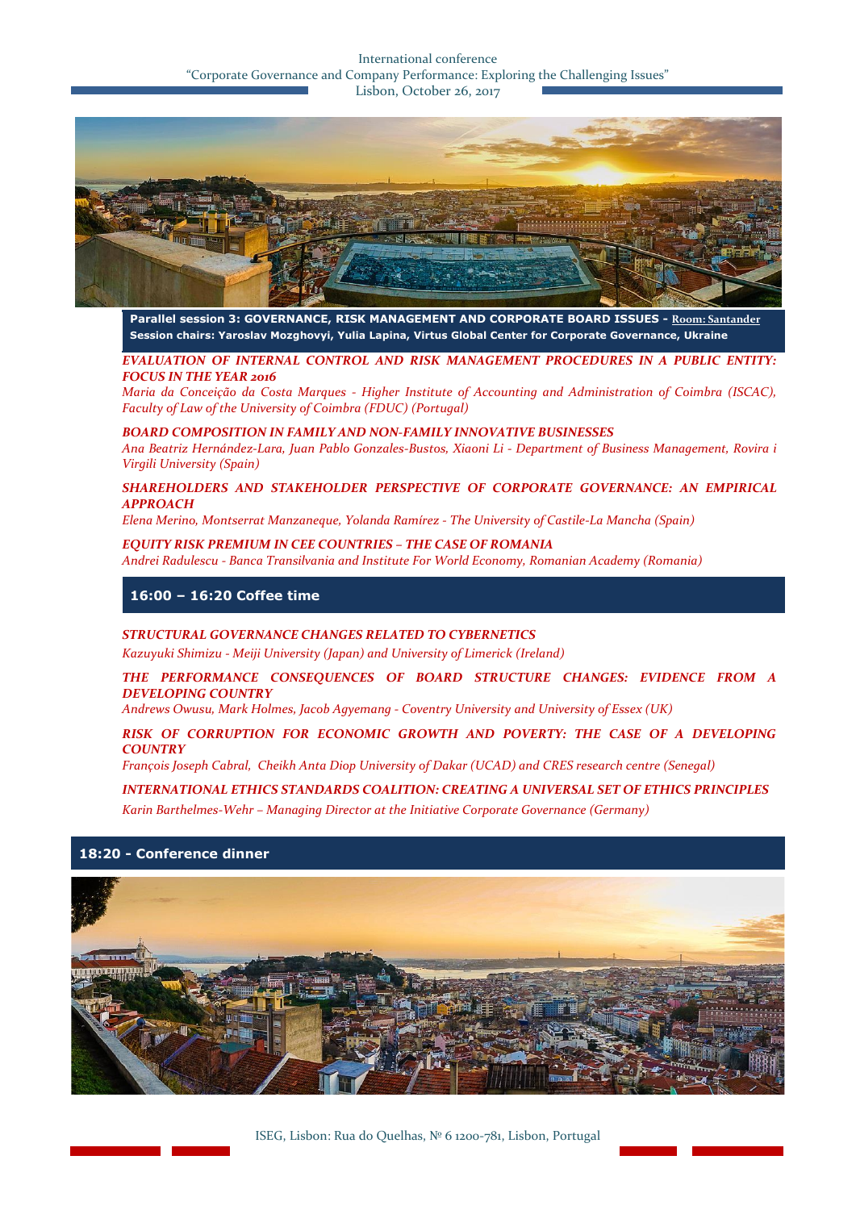**Parallel session 3: GOVERNANCE, RISK MANAGEMENT AND CORPORATE BOARD ISSUES - Room: Santander**
**Session chairs: Yaroslav Mozghovyi, Yulia Lapina, Virtus Global Center for Corporate Governance, Ukraine**

***EVALUATION OF INTERNAL CONTROL AND RISK MANAGEMENT PROCEDURES IN A PUBLIC ENTITY: FOCUS IN THE YEAR 2016***
*Maria da Conceição da Costa Marques - Higher Institute of Accounting and Administration of Coimbra (ISCAC), Faculty of Law of the University of Coimbra (FDUC) (Portugal)*

***BOARD COMPOSITION IN FAMILY AND NON-FAMILY INNOVATIVE BUSINESSES***
*Ana Beatriz Hernández-Lara, Juan Pablo Gonzales-Bustos, Xiaoni Li - Department of Business Management, Rovira i Virgili University (Spain)*

***SHAREHOLDERS AND STAKEHOLDER PERSPECTIVE OF CORPORATE GOVERNANCE: AN EMPIRICAL APPROACH***
*Elena Merino, Montserrat Manzaneque, Yolanda Ramírez - The University of Castile-La Mancha (Spain)*

***EQUITY RISK PREMIUM IN CEE COUNTRIES – THE CASE OF ROMANIA***
*Andrei Radulescu - Banca Transilvania and Institute For World Economy, Romanian Academy (Romania)*

**16:00 – 16:20 Coffee time**

***STRUCTURAL GOVERNANCE CHANGES RELATED TO CYBERNETICS***
*Kazuyuki Shimizu - Meiji University (Japan) and University of Limerick (Ireland)*

***THE PERFORMANCE CONSEQUENCES OF BOARD STRUCTURE CHANGES: EVIDENCE FROM A DEVELOPING COUNTRY***
*Andrews Owusu, Mark Holmes, Jacob Agyemang - Coventry University and University of Essex (UK)*

***RISK OF CORRUPTION FOR ECONOMIC GROWTH AND POVERTY: THE CASE OF A DEVELOPING COUNTRY***
*François Joseph Cabral, Cheikh Anta Diop University of Dakar (UCAD) and CRES research centre (Senegal)*

***INTERNATIONAL ETHICS STANDARDS COALITION: CREATING A UNIVERSAL SET OF ETHICS PRINCIPLES***
*Karin Barthelmes-Wehr – Managing Director at the Initiative Corporate Governance (Germany)*

**18:20 - Conference dinner**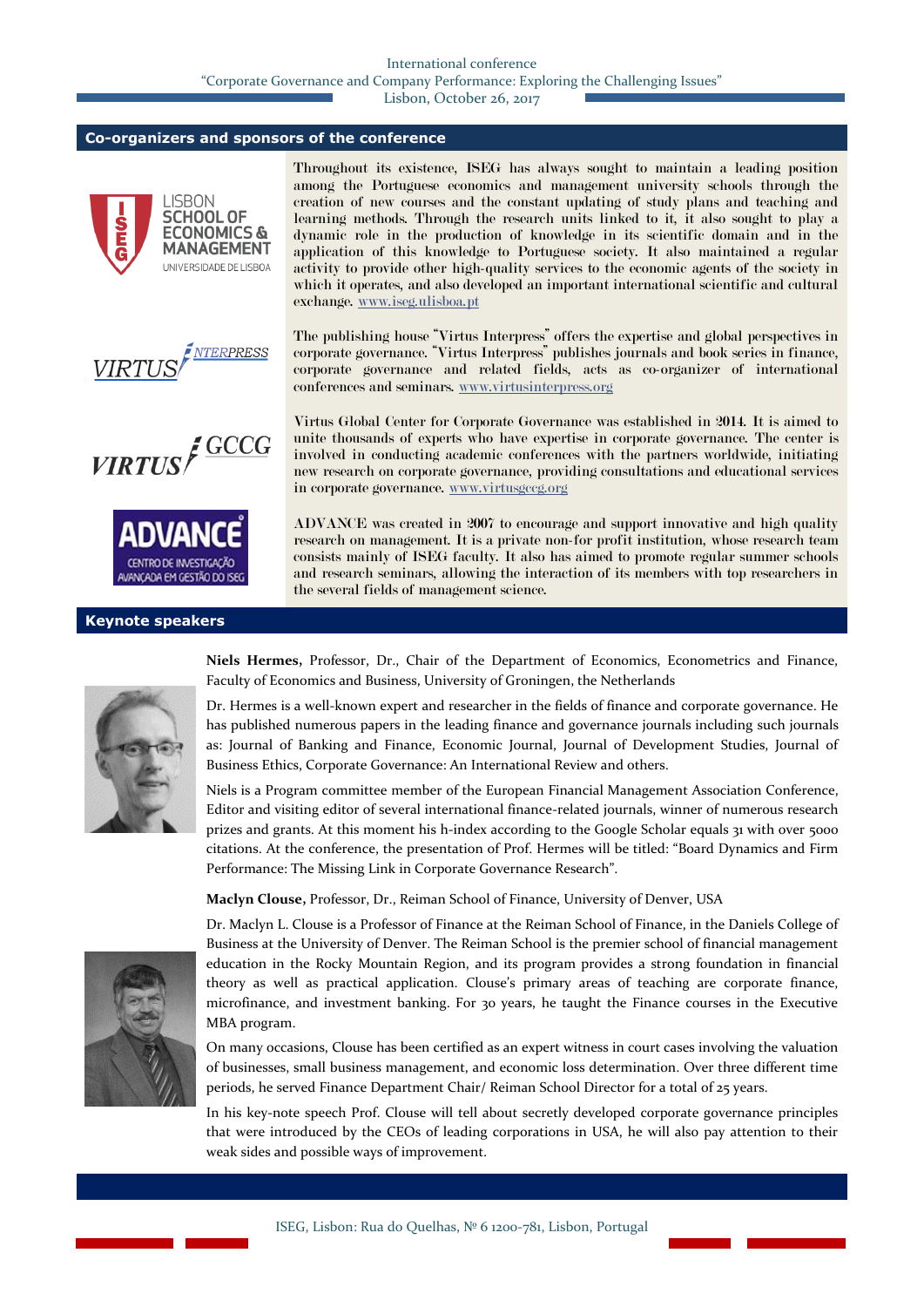## Co-organizers and sponsors of the conference

Throughout its existence, ISEG has always sought to maintain a leading position among the Portuguese economics and management university schools through the creation of new courses and the constant updating of study plans and teaching and learning methods. Through the research units linked to it, it also sought to play a dynamic role in the production of knowledge in its scientific domain and in the application of this knowledge to Portuguese society. It also maintained a regular activity to provide other high-quality services to the economic agents of the society in which it operates, and also developed an important international scientific and cultural exchange. www.iseg.ulisboa.pt

The publishing house "Virtus Interpress" offers the expertise and global perspectives in corporate governance. "Virtus Interpress" publishes journals and book series in finance, corporate governance and related fields, acts as co-organizer of international conferences and seminars. www.virtusinterpress.org

Virtus Global Center for Corporate Governance was established in 2014. It is aimed to unite thousands of experts who have expertise in corporate governance. The center is involved in conducting academic conferences with the partners worldwide, initiating new research on corporate governance, providing consultations and educational services in corporate governance. www.virtusgccg.org

ADVANCE was created in 2007 to encourage and support innovative and high quality research on management. It is a private non-for profit institution, whose research team consists mainly of ISEG faculty. It also has aimed to promote regular summer schools and research seminars, allowing the interaction of its members with top researchers in the several fields of management science.

## Keynote speakers

**Niels Hermes,** Professor, Dr., Chair of the Department of Economics, Econometrics and Finance, Faculty of Economics and Business, University of Groningen, the Netherlands

Dr. Hermes is a well-known expert and researcher in the fields of finance and corporate governance. He has published numerous papers in the leading finance and governance journals including such journals as: Journal of Banking and Finance, Economic Journal, Journal of Development Studies, Journal of Business Ethics, Corporate Governance: An International Review and others.

Niels is a Program committee member of the European Financial Management Association Conference, Editor and visiting editor of several international finance-related journals, winner of numerous research prizes and grants. At this moment his h-index according to the Google Scholar equals 31 with over 5000 citations. At the conference, the presentation of Prof. Hermes will be titled: "Board Dynamics and Firm Performance: The Missing Link in Corporate Governance Research".

**Maclyn Clouse,** Professor, Dr., Reiman School of Finance, University of Denver, USA

Dr. Maclyn L. Clouse is a Professor of Finance at the Reiman School of Finance, in the Daniels College of Business at the University of Denver. The Reiman School is the premier school of financial management education in the Rocky Mountain Region, and its program provides a strong foundation in financial theory as well as practical application. Clouse's primary areas of teaching are corporate finance, microfinance, and investment banking. For 30 years, he taught the Finance courses in the Executive MBA program.

On many occasions, Clouse has been certified as an expert witness in court cases involving the valuation of businesses, small business management, and economic loss determination. Over three different time periods, he served Finance Department Chair/ Reiman School Director for a total of 25 years.

In his key-note speech Prof. Clouse will tell about secretly developed corporate governance principles that were introduced by the CEOs of leading corporations in USA, he will also pay attention to their weak sides and possible ways of improvement.

ISEG, Lisbon: Rua do Quelhas, Nº 6 1200-781, Lisbon, Portugal